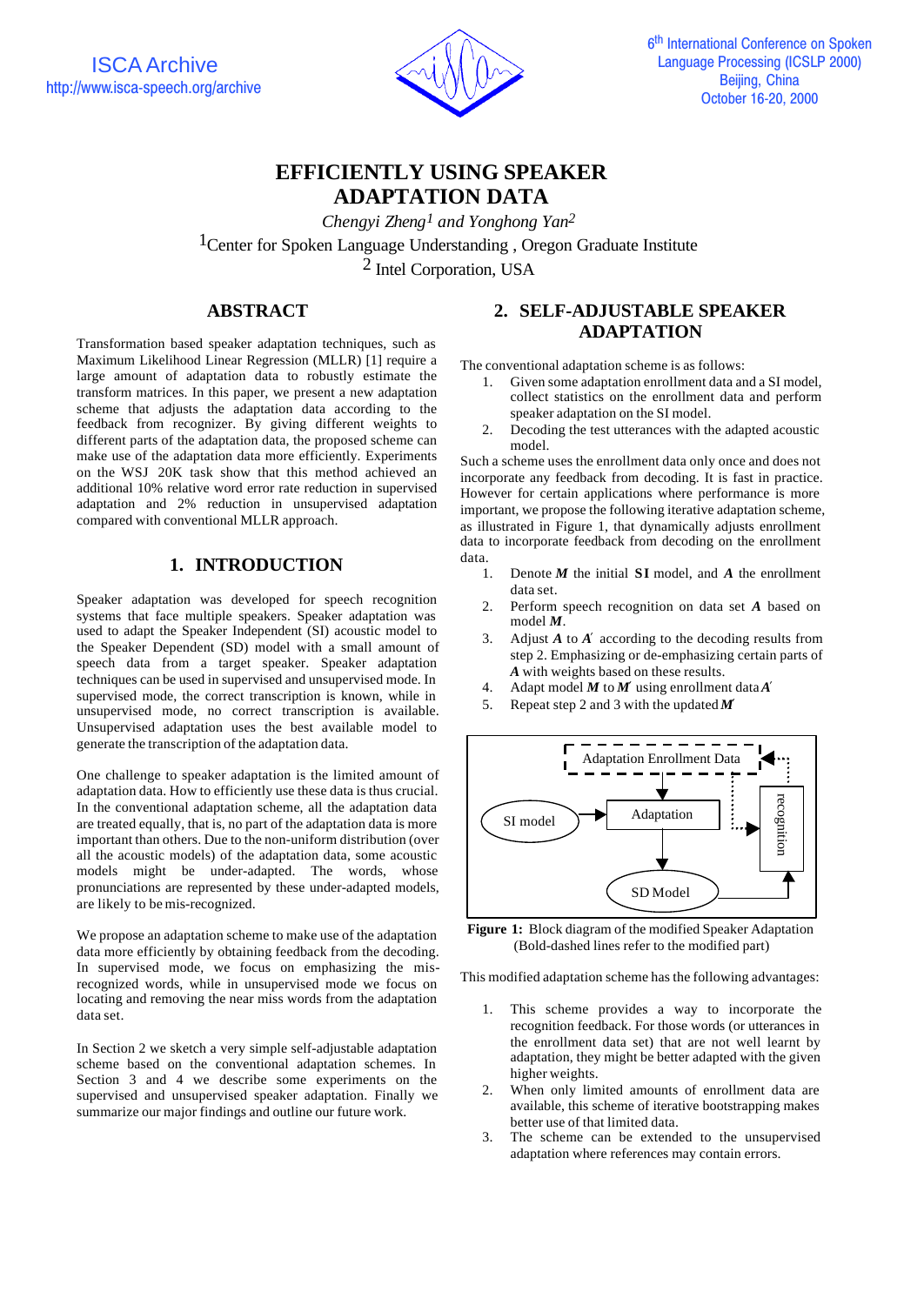# EFFICIENTLY USING SPEAKER ADAPTATION DATA

*Chengyi Zheng[1] and Yonghong Yan[2]*

[1]Center for Spoken Language Understanding , Oregon Graduate Institute

[2] Intel Corporation, USA

## ABSTRACT

Transformation based speaker adaptation techniques, such as Maximum Likelihood Linear Regression (MLLR) [1] require a large amount of adaptation data to robustly estimate the transform matrices. In this paper, we present a new adaptation scheme that adjusts the adaptation data according to the feedback from recognizer. By giving different weights to different parts of the adaptation data, the proposed scheme can make use of the adaptation data more efficiently. Experiments on the WSJ 20K task show that this method achieved an additional 10% relative word error rate reduction in supervised adaptation and 2% reduction in unsupervised adaptation compared with conventional MLLR approach.

## 1. INTRODUCTION

Speaker adaptation was developed for speech recognition systems that face multiple speakers. Speaker adaptation was used to adapt the Speaker Independent (SI) acoustic model to the Speaker Dependent (SD) model with a small amount of speech data from a target speaker. Speaker adaptation techniques can be used in supervised and unsupervised mode. In supervised mode, the correct transcription is known, while in unsupervised mode, no correct transcription is available. Unsupervised adaptation uses the best available model to generate the transcription of the adaptation data.

One challenge to speaker adaptation is the limited amount of adaptation data. How to efficiently use these data is thus crucial. In the conventional adaptation scheme, all the adaptation data are treated equally, that is, no part of the adaptation data is more important than others. Due to the non-uniform distribution (over all the acoustic models) of the adaptation data, some acoustic models might be under-adapted. The words, whose pronunciations are represented by these under-adapted models, are likely to be mis-recognized.

We propose an adaptation scheme to make use of the adaptation data more efficiently by obtaining feedback from the decoding. In supervised mode, we focus on emphasizing the mis-recognized words, while in unsupervised mode we focus on locating and removing the near miss words from the adaptation data set.

In Section 2 we sketch a very simple self-adjustable adaptation scheme based on the conventional adaptation schemes. In Section 3 and 4 we describe some experiments on the supervised and unsupervised speaker adaptation. Finally we summarize our major findings and outline our future work.

## 2. SELF-ADJUSTABLE SPEAKER ADAPTATION

The conventional adaptation scheme is as follows:

1. Given some adaptation enrollment data and a SI model, collect statistics on the enrollment data and perform speaker adaptation on the SI model.
2. Decoding the test utterances with the adapted acoustic model.

Such a scheme uses the enrollment data only once and does not incorporate any feedback from decoding. It is fast in practice. However for certain applications where performance is more important, we propose the following iterative adaptation scheme, as illustrated in Figure 1, that dynamically adjusts enrollment data to incorporate feedback from decoding on the enrollment data.

1. Denote ***M*** the initial **SI** model, and ***A*** the enrollment data set.
2. Perform speech recognition on data set ***A*** based on model ***M***.
3. Adjust ***A*** to ***A′*** according to the decoding results from step 2. Emphasizing or de-emphasizing certain parts of ***A*** with weights based on these results.
4. Adapt model ***M*** to ***M′*** using enrollment data ***A′***
5. Repeat step 2 and 3 with the updated ***M′***

**Figure 1:** Block diagram of the modified Speaker Adaptation (Bold-dashed lines refer to the modified part)

This modified adaptation scheme has the following advantages:

1. This scheme provides a way to incorporate the recognition feedback. For those words (or utterances in the enrollment data set) that are not well learnt by adaptation, they might be better adapted with the given higher weights.
2. When only limited amounts of enrollment data are available, this scheme of iterative bootstrapping makes better use of that limited data.
3. The scheme can be extended to the unsupervised adaptation where references may contain errors.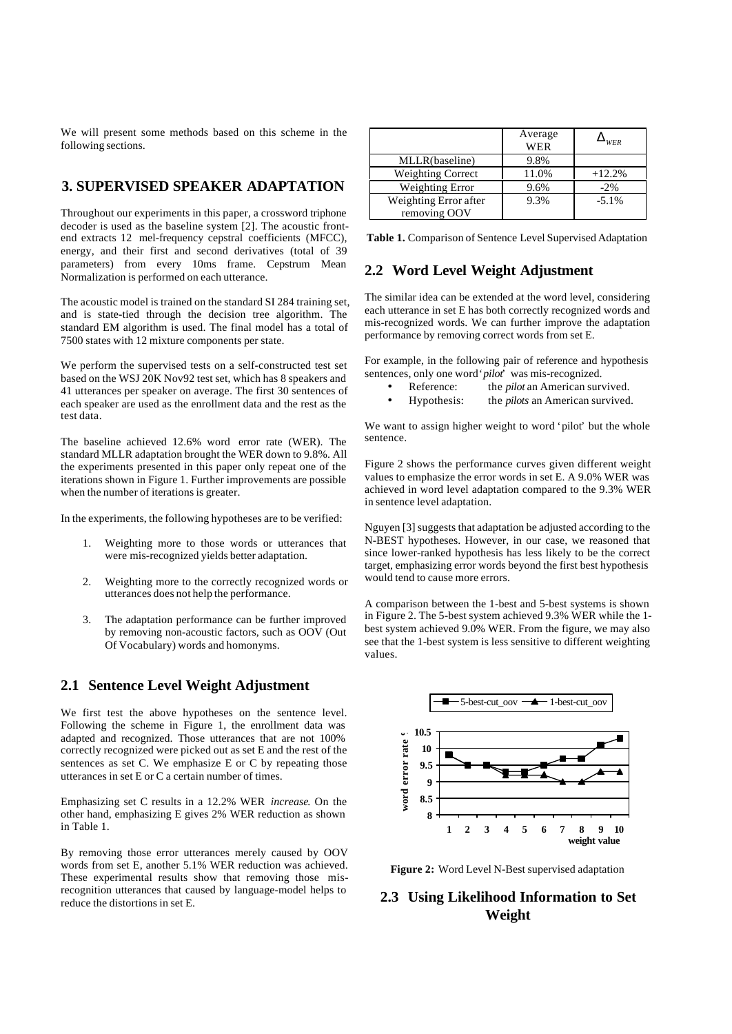We will present some methods based on this scheme in the following sections.

## 3. SUPERVISED SPEAKER ADAPTATION

Throughout our experiments in this paper, a crossword triphone decoder is used as the baseline system [2]. The acoustic front-end extracts 12 mel-frequency cepstral coefficients (MFCC), energy, and their first and second derivatives (total of 39 parameters) from every 10ms frame. Cepstrum Mean Normalization is performed on each utterance.

The acoustic model is trained on the standard SI 284 training set, and is state-tied through the decision tree algorithm. The standard EM algorithm is used. The final model has a total of 7500 states with 12 mixture components per state.

We perform the supervised tests on a self-constructed test set based on the WSJ 20K Nov92 test set, which has 8 speakers and 41 utterances per speaker on average. The first 30 sentences of each speaker are used as the enrollment data and the rest as the test data.

The baseline achieved 12.6% word error rate (WER). The standard MLLR adaptation brought the WER down to 9.8%. All the experiments presented in this paper only repeat one of the iterations shown in Figure 1. Further improvements are possible when the number of iterations is greater.

In the experiments, the following hypotheses are to be verified:

1. Weighting more to those words or utterances that were mis-recognized yields better adaptation.
2. Weighting more to the correctly recognized words or utterances does not help the performance.
3. The adaptation performance can be further improved by removing non-acoustic factors, such as OOV (Out Of Vocabulary) words and homonyms.

### 2.1 Sentence Level Weight Adjustment

We first test the above hypotheses on the sentence level. Following the scheme in Figure 1, the enrollment data was adapted and recognized. Those utterances that are not 100% correctly recognized were picked out as set E and the rest of the sentences as set C. We emphasize E or C by repeating those utterances in set E or C a certain number of times.

Emphasizing set C results in a 12.2% WER *increase*. On the other hand, emphasizing E gives 2% WER reduction as shown in Table 1.

By removing those error utterances merely caused by OOV words from set E, another 5.1% WER reduction was achieved. These experimental results show that removing those mis-recognition utterances that caused by language-model helps to reduce the distortions in set E.

| | Average WER | $\Delta_{WER}$ |
|---|---|---|
| MLLR(baseline) | 9.8% | |
| Weighting Correct | 11.0% | +12.2% |
| Weighting Error | 9.6% | -2% |
| Weighting Error after removing OOV | 9.3% | -5.1% |

**Table 1.** Comparison of Sentence Level Supervised Adaptation

### 2.2 Word Level Weight Adjustment

The similar idea can be extended at the word level, considering each utterance in set E has both correctly recognized words and mis-recognized words. We can further improve the adaptation performance by removing correct words from set E.

For example, in the following pair of reference and hypothesis sentences, only one word '*pilot*' was mis-recognized.

- Reference: the *pilot* an American survived.
- Hypothesis: the *pilots* an American survived.

We want to assign higher weight to word 'pilot' but the whole sentence.

Figure 2 shows the performance curves given different weight values to emphasize the error words in set E. A 9.0% WER was achieved in word level adaptation compared to the 9.3% WER in sentence level adaptation.

Nguyen [3] suggests that adaptation be adjusted according to the N-BEST hypotheses. However, in our case, we reasoned that since lower-ranked hypothesis has less likely to be the correct target, emphasizing error words beyond the first best hypothesis would tend to cause more errors.

A comparison between the 1-best and 5-best systems is shown in Figure 2. The 5-best system achieved 9.3% WER while the 1-best system achieved 9.0% WER. From the figure, we may also see that the 1-best system is less sensitive to different weighting values.

**Figure 2:** Word Level N-Best supervised adaptation

### 2.3 Using Likelihood Information to Set Weight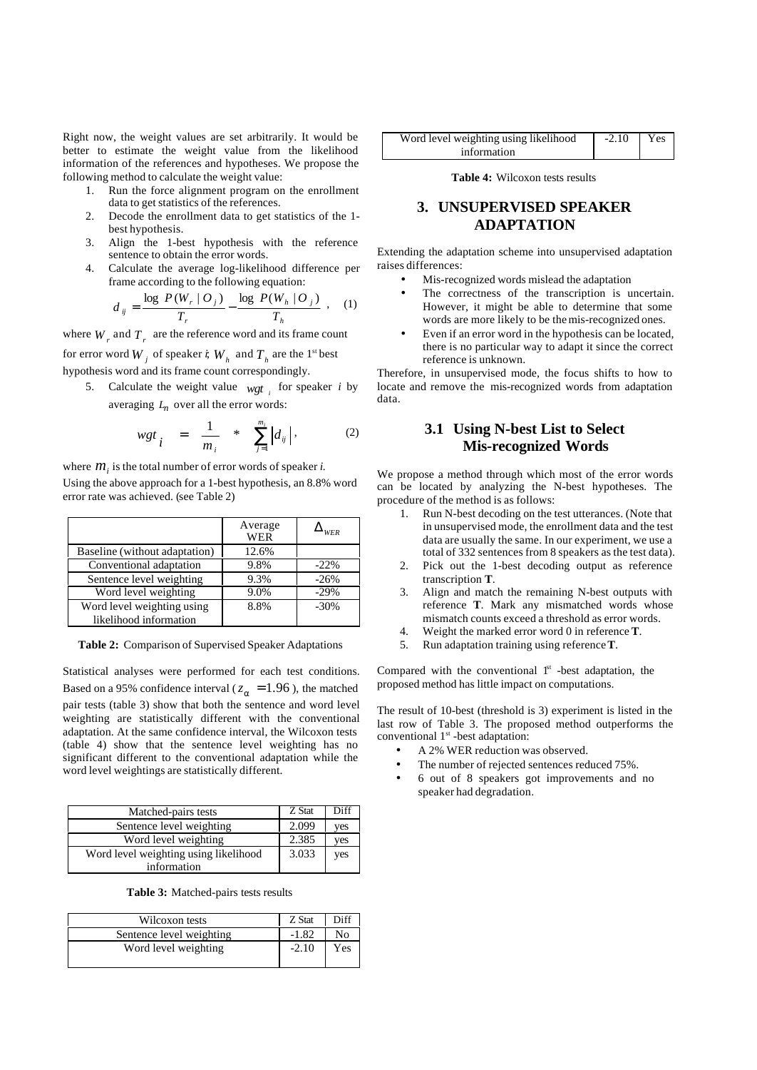Right now, the weight values are set arbitrarily. It would be better to estimate the weight value from the likelihood information of the references and hypotheses. We propose the following method to calculate the weight value:

1. Run the force alignment program on the enrollment data to get statistics of the references.
2. Decode the enrollment data to get statistics of the 1-best hypothesis.
3. Align the 1-best hypothesis with the reference sentence to obtain the error words.
4. Calculate the average log-likelihood difference per frame according to the following equation:

$$d_{ij} = \frac{\log P(W_r \mid O_j)}{T_r} - \frac{\log P(W_h \mid O_j)}{T_h}, \quad (1)$$

where $W_r$ and $T_r$ are the reference word and its frame count for error word $W_j$ of speaker $i$; $W_h$ and $T_h$ are the 1[st] best hypothesis word and its frame count correspondingly.

5. Calculate the weight value $wgt_i$ for speaker $i$ by averaging $L_n$ over all the error words:

$$wgt_i = \frac{1}{m_i} * \sum_{j=1}^{m_i} |d_{ij}|, \quad (2)$$

where $m_i$ is the total number of error words of speaker $i$.

Using the above approach for a 1-best hypothesis, an 8.8% word error rate was achieved. (see Table 2)

| | Average WER | $\Delta_{WER}$ |
|---|---|---|
| Baseline (without adaptation) | 12.6% | |
| Conventional adaptation | 9.8% | -22% |
| Sentence level weighting | 9.3% | -26% |
| Word level weighting | 9.0% | -29% |
| Word level weighting using likelihood information | 8.8% | -30% |

**Table 2:** Comparison of Supervised Speaker Adaptations

Statistical analyses were performed for each test conditions. Based on a 95% confidence interval ($z_\alpha = 1.96$), the matched pair tests (table 3) show that both the sentence and word level weighting are statistically different with the conventional adaptation. At the same confidence interval, the Wilcoxon tests (table 4) show that the sentence level weighting has no significant different to the conventional adaptation while the word level weightings are statistically different.

| Matched-pairs tests | Z Stat | Diff |
|---|---|---|
| Sentence level weighting | 2.099 | yes |
| Word level weighting | 2.385 | yes |
| Word level weighting using likelihood information | 3.033 | yes |

**Table 3:** Matched-pairs tests results

| Wilcoxon tests | Z Stat | Diff |
|---|---|---|
| Sentence level weighting | -1.82 | No |
| Word level weighting | -2.10 | Yes |
| Word level weighting using likelihood information | -2.10 | Yes |

**Table 4:** Wilcoxon tests results

## 3. UNSUPERVISED SPEAKER ADAPTATION

Extending the adaptation scheme into unsupervised adaptation raises differences:

- Mis-recognized words mislead the adaptation
- The correctness of the transcription is uncertain. However, it might be able to determine that some words are more likely to be the mis-recognized ones.
- Even if an error word in the hypothesis can be located, there is no particular way to adapt it since the correct reference is unknown.

Therefore, in unsupervised mode, the focus shifts to how to locate and remove the mis-recognized words from adaptation data.

### 3.1 Using N-best List to Select Mis-recognized Words

We propose a method through which most of the error words can be located by analyzing the N-best hypotheses. The procedure of the method is as follows:

1. Run N-best decoding on the test utterances. (Note that in unsupervised mode, the enrollment data and the test data are usually the same. In our experiment, we use a total of 332 sentences from 8 speakers as the test data).
2. Pick out the 1-best decoding output as reference transcription **T**.
3. Align and match the remaining N-best outputs with reference **T**. Mark any mismatched words whose mismatch counts exceed a threshold as error words.
4. Weight the marked error word 0 in reference **T**.
5. Run adaptation training using reference **T**.

Compared with the conventional 1[st] -best adaptation, the proposed method has little impact on computations.

The result of 10-best (threshold is 3) experiment is listed in the last row of Table 3. The proposed method outperforms the conventional 1[st] -best adaptation:

- A 2% WER reduction was observed.
- The number of rejected sentences reduced 75%.
- 6 out of 8 speakers got improvements and no speaker had degradation.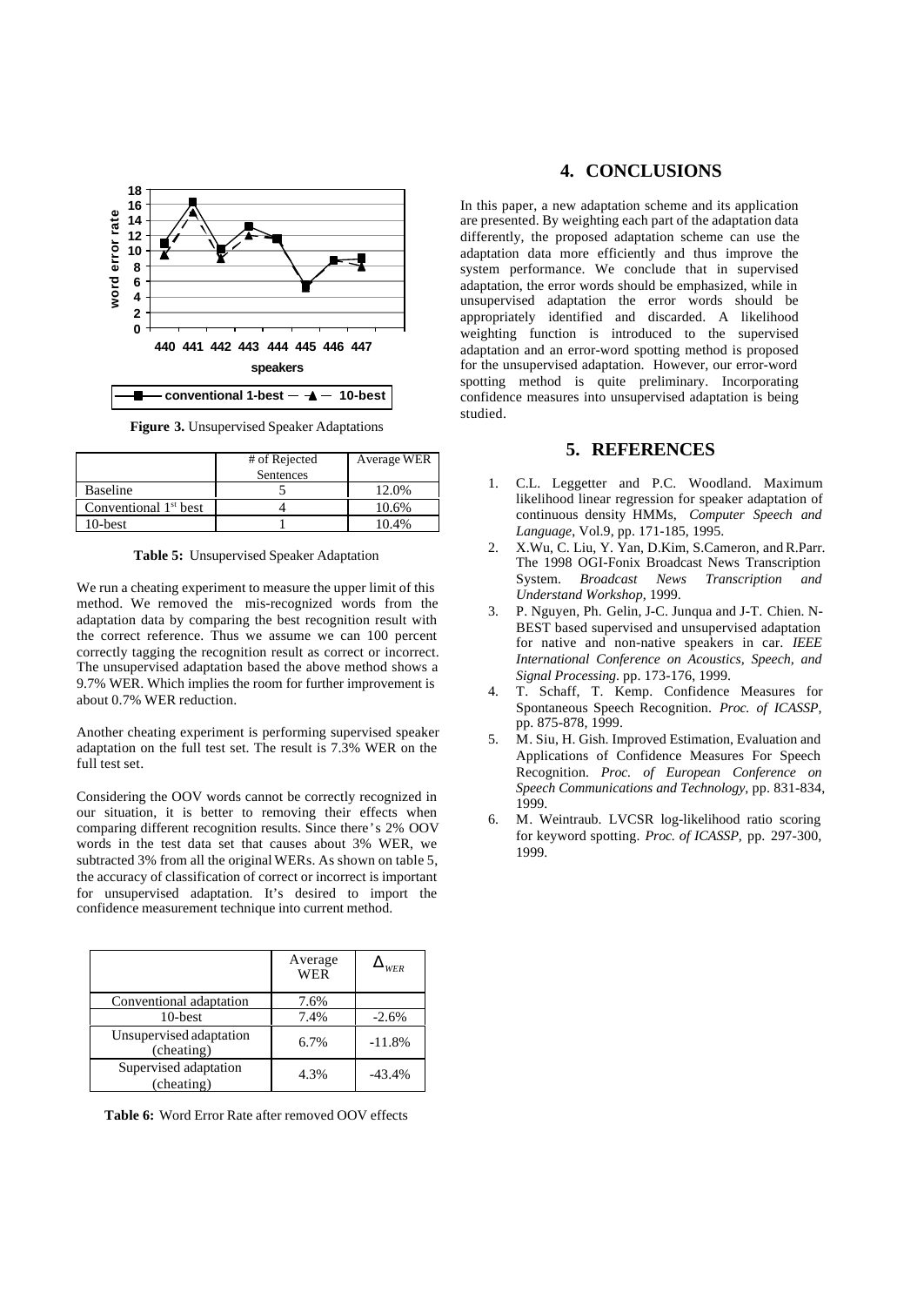18
16
14
12
10
8
6
4
2
0

word error rate

440 441 442 443 444 445 446 447

speakers

conventional 1-best — ▲ — 10-best

**Figure 3.** Unsupervised Speaker Adaptations

| | # of Rejected Sentences | Average WER |
|---|---|---|
| Baseline | 5 | 12.0% |
| Conventional 1st best | 4 | 10.6% |
| 10-best | 1 | 10.4% |

**Table 5:** Unsupervised Speaker Adaptation

We run a cheating experiment to measure the upper limit of this method. We removed the mis-recognized words from the adaptation data by comparing the best recognition result with the correct reference. Thus we assume we can 100 percent correctly tagging the recognition result as correct or incorrect. The unsupervised adaptation based the above method shows a 9.7% WER. Which implies the room for further improvement is about 0.7% WER reduction.

Another cheating experiment is performing supervised speaker adaptation on the full test set. The result is 7.3% WER on the full test set.

Considering the OOV words cannot be correctly recognized in our situation, it is better to removing their effects when comparing different recognition results. Since there's 2% OOV words in the test data set that causes about 3% WER, we subtracted 3% from all the original WERs. As shown on table 5, the accuracy of classification of correct or incorrect is important for unsupervised adaptation. It's desired to import the confidence measurement technique into current method.

| | Average WER | $\Delta_{WER}$ |
|---|---|---|
| Conventional adaptation | 7.6% | |
| 10-best | 7.4% | -2.6% |
| Unsupervised adaptation (cheating) | 6.7% | -11.8% |
| Supervised adaptation (cheating) | 4.3% | -43.4% |

**Table 6:** Word Error Rate after removed OOV effects

## 4. CONCLUSIONS

In this paper, a new adaptation scheme and its application are presented. By weighting each part of the adaptation data differently, the proposed adaptation scheme can use the adaptation data more efficiently and thus improve the system performance. We conclude that in supervised adaptation, the error words should be emphasized, while in unsupervised adaptation the error words should be appropriately identified and discarded. A likelihood weighting function is introduced to the supervised adaptation and an error-word spotting method is proposed for the unsupervised adaptation. However, our error-word spotting method is quite preliminary. Incorporating confidence measures into unsupervised adaptation is being studied.

## 5. REFERENCES

1. C.L. Leggetter and P.C. Woodland. Maximum likelihood linear regression for speaker adaptation of continuous density HMMs, *Computer Speech and Language*, Vol.9, pp. 171-185, 1995.
2. X.Wu, C. Liu, Y. Yan, D.Kim, S.Cameron, and R.Parr. The 1998 OGI-Fonix Broadcast News Transcription System. *Broadcast News Transcription and Understand Workshop*, 1999.
3. P. Nguyen, Ph. Gelin, J-C. Junqua and J-T. Chien. N-BEST based supervised and unsupervised adaptation for native and non-native speakers in car. *IEEE International Conference on Acoustics, Speech, and Signal Processing*. pp. 173-176, 1999.
4. T. Schaff, T. Kemp. Confidence Measures for Spontaneous Speech Recognition. *Proc. of ICASSP*, pp. 875-878, 1999.
5. M. Siu, H. Gish. Improved Estimation, Evaluation and Applications of Confidence Measures For Speech Recognition. *Proc. of European Conference on Speech Communications and Technology*, pp. 831-834, 1999.
6. M. Weintraub. LVCSR log-likelihood ratio scoring for keyword spotting. *Proc. of ICASSP*, pp. 297-300, 1999.